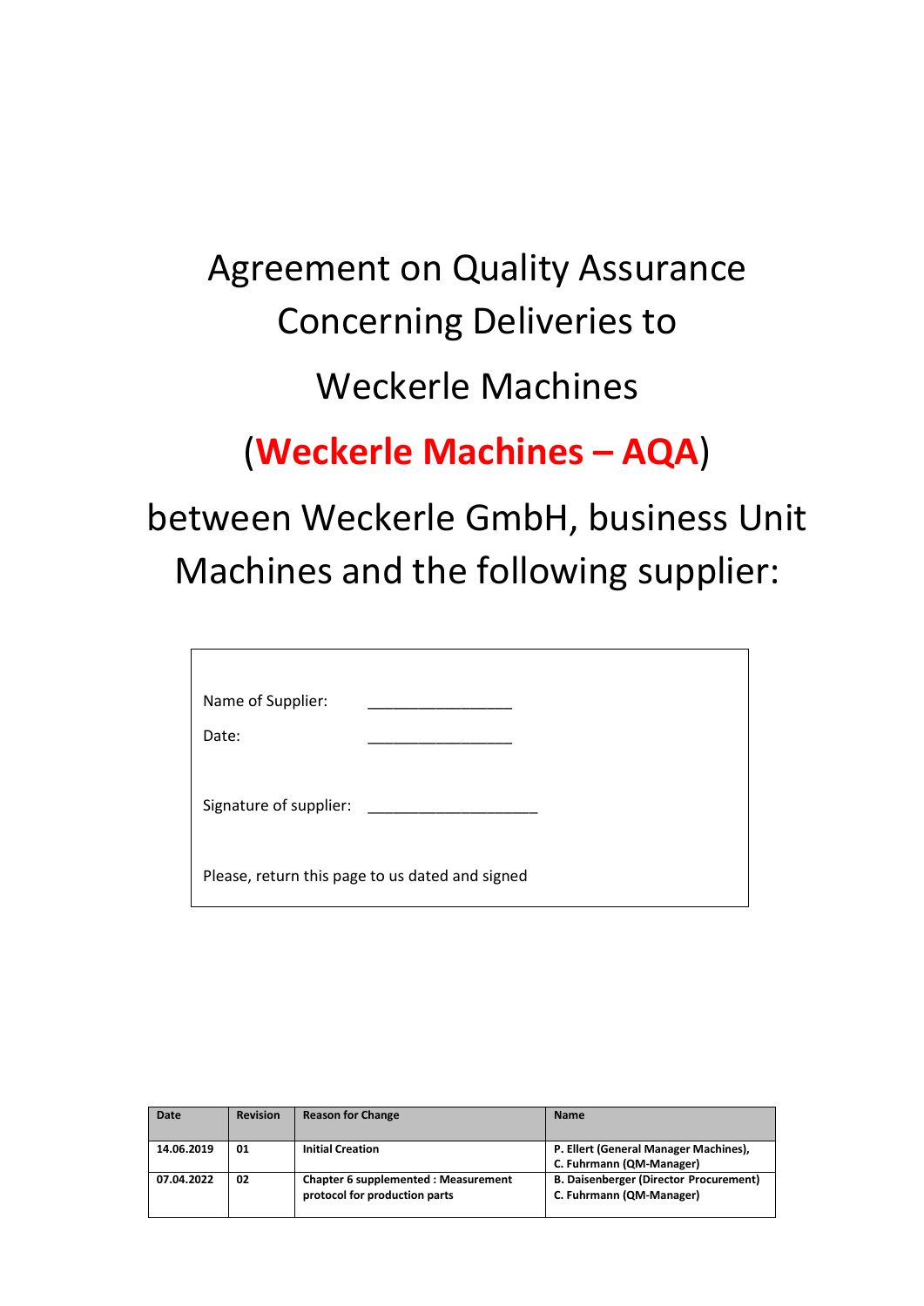# Agreement on Quality Assurance Concerning Deliveries to Weckerle Machines

# (**Weckerle Machines – AQA**)

# between Weckerle GmbH, business Unit Machines and the following supplier:

Name of Supplier: _________________

Date: _________________

Signature of supplier: ____________________

Please, return this page to us dated and signed

| Date | Revision | Reason for Change | Name |
|---|---|---|---|
| 14.06.2019 | 01 | Initial Creation | P. Ellert (General Manager Machines), C. Fuhrmann (QM-Manager) |
| 07.04.2022 | 02 | Chapter 6 supplemented : Measurement protocol for production parts | B. Daisenberger (Director Procurement) C. Fuhrmann (QM-Manager) |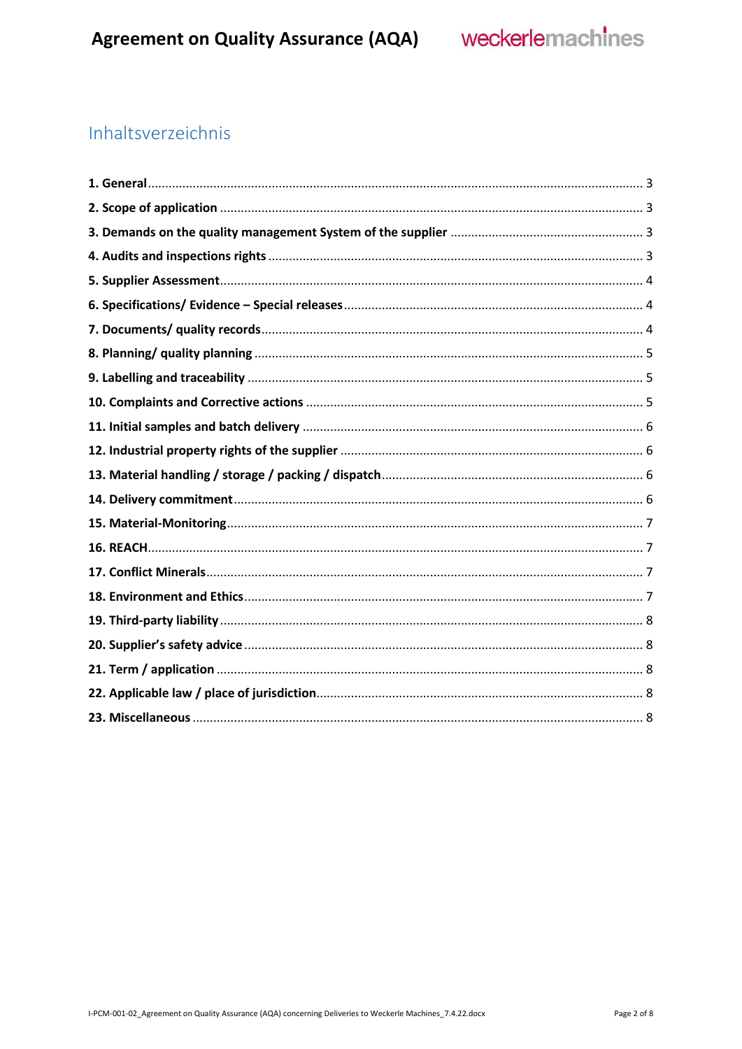## Inhaltsverzeichnis

- **1. General** ... 3
- **2. Scope of application** ... 3
- **3. Demands on the quality management System of the supplier** ... 3
- **4. Audits and inspections rights** ... 3
- **5. Supplier Assessment** ... 4
- **6. Specifications/ Evidence – Special releases** ... 4
- **7. Documents/ quality records** ... 4
- **8. Planning/ quality planning** ... 5
- **9. Labelling and traceability** ... 5
- **10. Complaints and Corrective actions** ... 5
- **11. Initial samples and batch delivery** ... 6
- **12. Industrial property rights of the supplier** ... 6
- **13. Material handling / storage / packing / dispatch** ... 6
- **14. Delivery commitment** ... 6
- **15. Material-Monitoring** ... 7
- **16. REACH** ... 7
- **17. Conflict Minerals** ... 7
- **18. Environment and Ethics** ... 7
- **19. Third-party liability** ... 8
- **20. Supplier's safety advice** ... 8
- **21. Term / application** ... 8
- **22. Applicable law / place of jurisdiction** ... 8
- **23. Miscellaneous** ... 8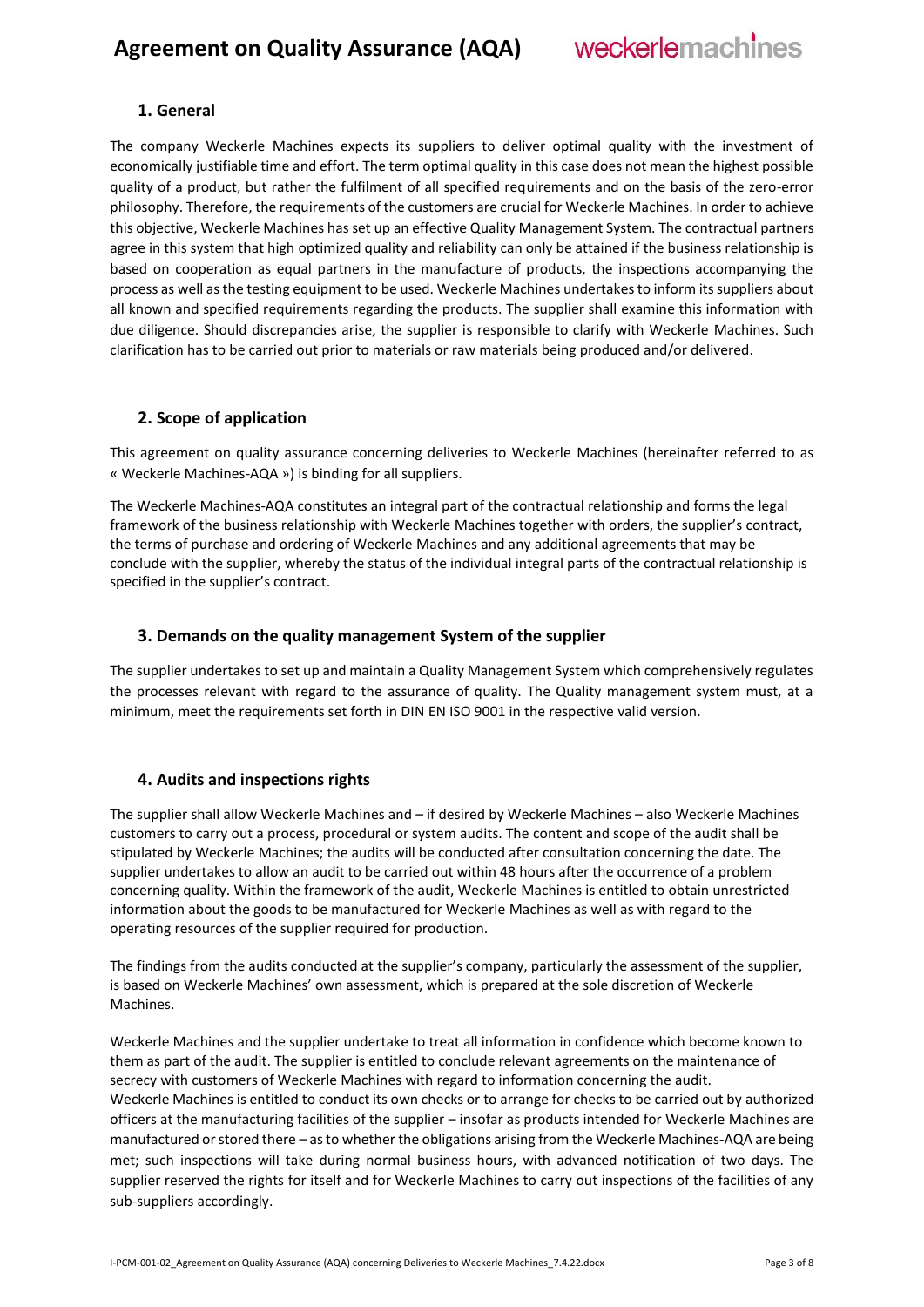## 1. General

The company Weckerle Machines expects its suppliers to deliver optimal quality with the investment of economically justifiable time and effort. The term optimal quality in this case does not mean the highest possible quality of a product, but rather the fulfilment of all specified requirements and on the basis of the zero-error philosophy. Therefore, the requirements of the customers are crucial for Weckerle Machines. In order to achieve this objective, Weckerle Machines has set up an effective Quality Management System. The contractual partners agree in this system that high optimized quality and reliability can only be attained if the business relationship is based on cooperation as equal partners in the manufacture of products, the inspections accompanying the process as well as the testing equipment to be used. Weckerle Machines undertakes to inform its suppliers about all known and specified requirements regarding the products. The supplier shall examine this information with due diligence. Should discrepancies arise, the supplier is responsible to clarify with Weckerle Machines. Such clarification has to be carried out prior to materials or raw materials being produced and/or delivered.

## 2. Scope of application

This agreement on quality assurance concerning deliveries to Weckerle Machines (hereinafter referred to as « Weckerle Machines-AQA ») is binding for all suppliers.

The Weckerle Machines-AQA constitutes an integral part of the contractual relationship and forms the legal framework of the business relationship with Weckerle Machines together with orders, the supplier's contract, the terms of purchase and ordering of Weckerle Machines and any additional agreements that may be conclude with the supplier, whereby the status of the individual integral parts of the contractual relationship is specified in the supplier's contract.

## 3. Demands on the quality management System of the supplier

The supplier undertakes to set up and maintain a Quality Management System which comprehensively regulates the processes relevant with regard to the assurance of quality. The Quality management system must, at a minimum, meet the requirements set forth in DIN EN ISO 9001 in the respective valid version.

## 4. Audits and inspections rights

The supplier shall allow Weckerle Machines and – if desired by Weckerle Machines – also Weckerle Machines customers to carry out a process, procedural or system audits. The content and scope of the audit shall be stipulated by Weckerle Machines; the audits will be conducted after consultation concerning the date. The supplier undertakes to allow an audit to be carried out within 48 hours after the occurrence of a problem concerning quality. Within the framework of the audit, Weckerle Machines is entitled to obtain unrestricted information about the goods to be manufactured for Weckerle Machines as well as with regard to the operating resources of the supplier required for production.

The findings from the audits conducted at the supplier's company, particularly the assessment of the supplier, is based on Weckerle Machines' own assessment, which is prepared at the sole discretion of Weckerle Machines.

Weckerle Machines and the supplier undertake to treat all information in confidence which become known to them as part of the audit. The supplier is entitled to conclude relevant agreements on the maintenance of secrecy with customers of Weckerle Machines with regard to information concerning the audit.
Weckerle Machines is entitled to conduct its own checks or to arrange for checks to be carried out by authorized officers at the manufacturing facilities of the supplier – insofar as products intended for Weckerle Machines are manufactured or stored there – as to whether the obligations arising from the Weckerle Machines-AQA are being met; such inspections will take during normal business hours, with advanced notification of two days. The supplier reserved the rights for itself and for Weckerle Machines to carry out inspections of the facilities of any sub-suppliers accordingly.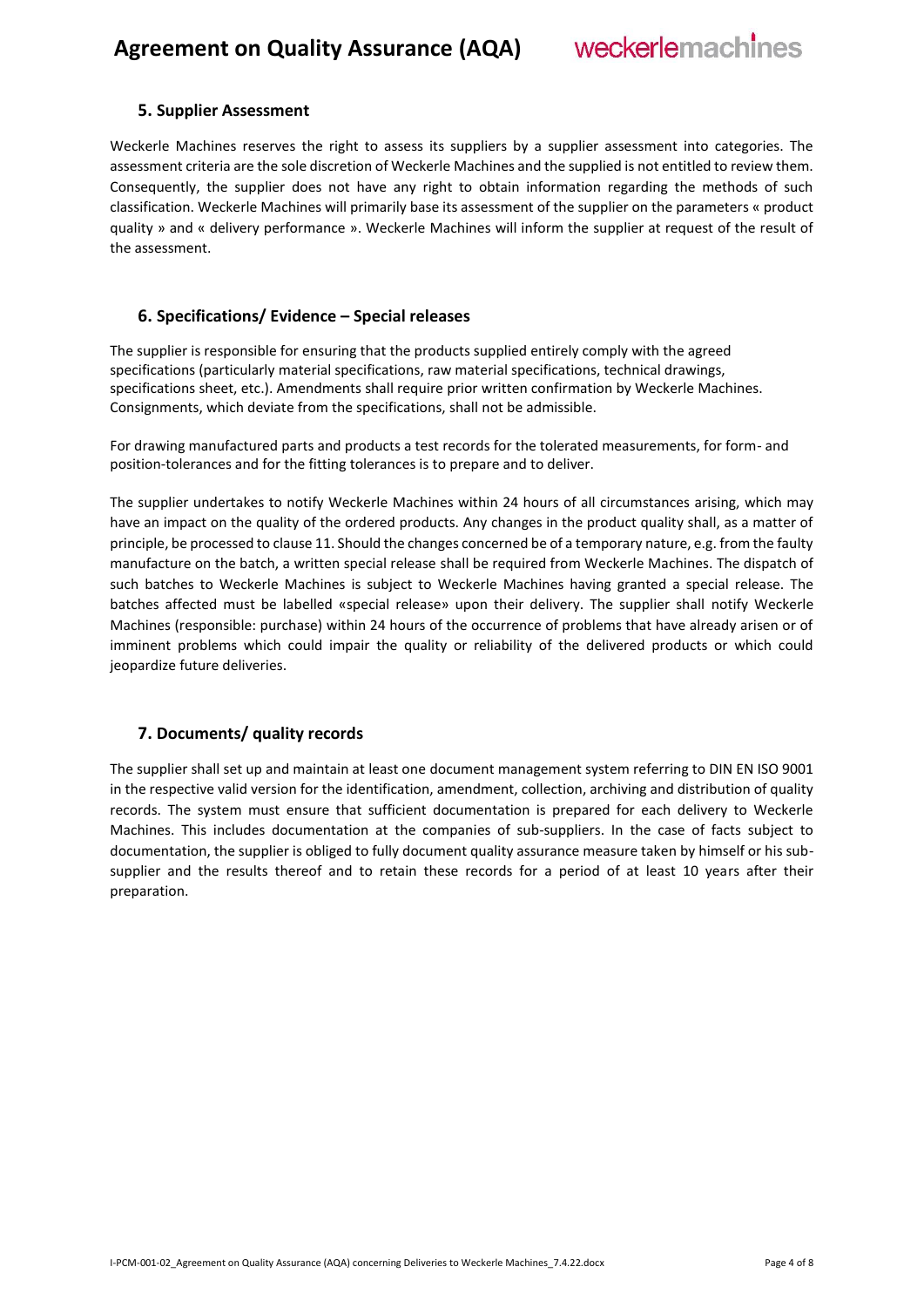## 5. Supplier Assessment

Weckerle Machines reserves the right to assess its suppliers by a supplier assessment into categories. The assessment criteria are the sole discretion of Weckerle Machines and the supplied is not entitled to review them. Consequently, the supplier does not have any right to obtain information regarding the methods of such classification. Weckerle Machines will primarily base its assessment of the supplier on the parameters « product quality » and « delivery performance ». Weckerle Machines will inform the supplier at request of the result of the assessment.

## 6. Specifications/ Evidence – Special releases

The supplier is responsible for ensuring that the products supplied entirely comply with the agreed specifications (particularly material specifications, raw material specifications, technical drawings, specifications sheet, etc.). Amendments shall require prior written confirmation by Weckerle Machines. Consignments, which deviate from the specifications, shall not be admissible.

For drawing manufactured parts and products a test records for the tolerated measurements, for form- and position-tolerances and for the fitting tolerances is to prepare and to deliver.

The supplier undertakes to notify Weckerle Machines within 24 hours of all circumstances arising, which may have an impact on the quality of the ordered products. Any changes in the product quality shall, as a matter of principle, be processed to clause 11. Should the changes concerned be of a temporary nature, e.g. from the faulty manufacture on the batch, a written special release shall be required from Weckerle Machines. The dispatch of such batches to Weckerle Machines is subject to Weckerle Machines having granted a special release. The batches affected must be labelled «special release» upon their delivery. The supplier shall notify Weckerle Machines (responsible: purchase) within 24 hours of the occurrence of problems that have already arisen or of imminent problems which could impair the quality or reliability of the delivered products or which could jeopardize future deliveries.

## 7. Documents/ quality records

The supplier shall set up and maintain at least one document management system referring to DIN EN ISO 9001 in the respective valid version for the identification, amendment, collection, archiving and distribution of quality records. The system must ensure that sufficient documentation is prepared for each delivery to Weckerle Machines. This includes documentation at the companies of sub-suppliers. In the case of facts subject to documentation, the supplier is obliged to fully document quality assurance measure taken by himself or his sub-supplier and the results thereof and to retain these records for a period of at least 10 years after their preparation.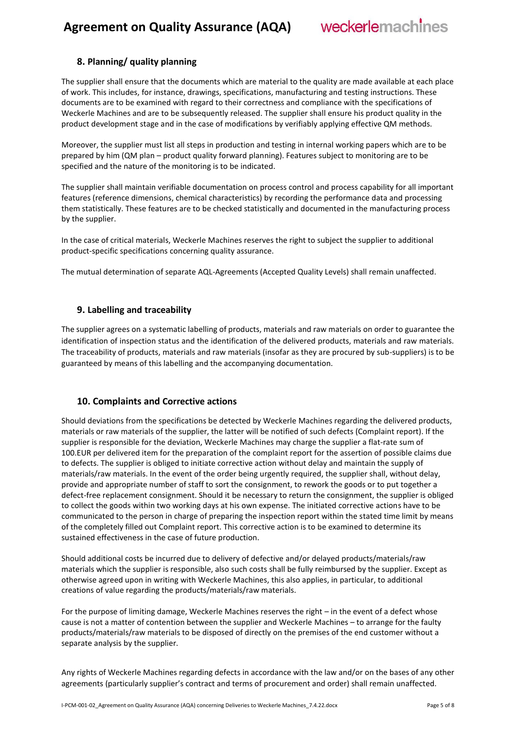## 8. Planning/ quality planning

The supplier shall ensure that the documents which are material to the quality are made available at each place of work. This includes, for instance, drawings, specifications, manufacturing and testing instructions. These documents are to be examined with regard to their correctness and compliance with the specifications of Weckerle Machines and are to be subsequently released. The supplier shall ensure his product quality in the product development stage and in the case of modifications by verifiably applying effective QM methods.

Moreover, the supplier must list all steps in production and testing in internal working papers which are to be prepared by him (QM plan – product quality forward planning). Features subject to monitoring are to be specified and the nature of the monitoring is to be indicated.

The supplier shall maintain verifiable documentation on process control and process capability for all important features (reference dimensions, chemical characteristics) by recording the performance data and processing them statistically. These features are to be checked statistically and documented in the manufacturing process by the supplier.

In the case of critical materials, Weckerle Machines reserves the right to subject the supplier to additional product-specific specifications concerning quality assurance.

The mutual determination of separate AQL-Agreements (Accepted Quality Levels) shall remain unaffected.

## 9. Labelling and traceability

The supplier agrees on a systematic labelling of products, materials and raw materials on order to guarantee the identification of inspection status and the identification of the delivered products, materials and raw materials. The traceability of products, materials and raw materials (insofar as they are procured by sub-suppliers) is to be guaranteed by means of this labelling and the accompanying documentation.

## 10. Complaints and Corrective actions

Should deviations from the specifications be detected by Weckerle Machines regarding the delivered products, materials or raw materials of the supplier, the latter will be notified of such defects (Complaint report). If the supplier is responsible for the deviation, Weckerle Machines may charge the supplier a flat-rate sum of 100.EUR per delivered item for the preparation of the complaint report for the assertion of possible claims due to defects. The supplier is obliged to initiate corrective action without delay and maintain the supply of materials/raw materials. In the event of the order being urgently required, the supplier shall, without delay, provide and appropriate number of staff to sort the consignment, to rework the goods or to put together a defect-free replacement consignment. Should it be necessary to return the consignment, the supplier is obliged to collect the goods within two working days at his own expense. The initiated corrective actions have to be communicated to the person in charge of preparing the inspection report within the stated time limit by means of the completely filled out Complaint report. This corrective action is to be examined to determine its sustained effectiveness in the case of future production.

Should additional costs be incurred due to delivery of defective and/or delayed products/materials/raw materials which the supplier is responsible, also such costs shall be fully reimbursed by the supplier. Except as otherwise agreed upon in writing with Weckerle Machines, this also applies, in particular, to additional creations of value regarding the products/materials/raw materials.

For the purpose of limiting damage, Weckerle Machines reserves the right – in the event of a defect whose cause is not a matter of contention between the supplier and Weckerle Machines – to arrange for the faulty products/materials/raw materials to be disposed of directly on the premises of the end customer without a separate analysis by the supplier.

Any rights of Weckerle Machines regarding defects in accordance with the law and/or on the bases of any other agreements (particularly supplier's contract and terms of procurement and order) shall remain unaffected.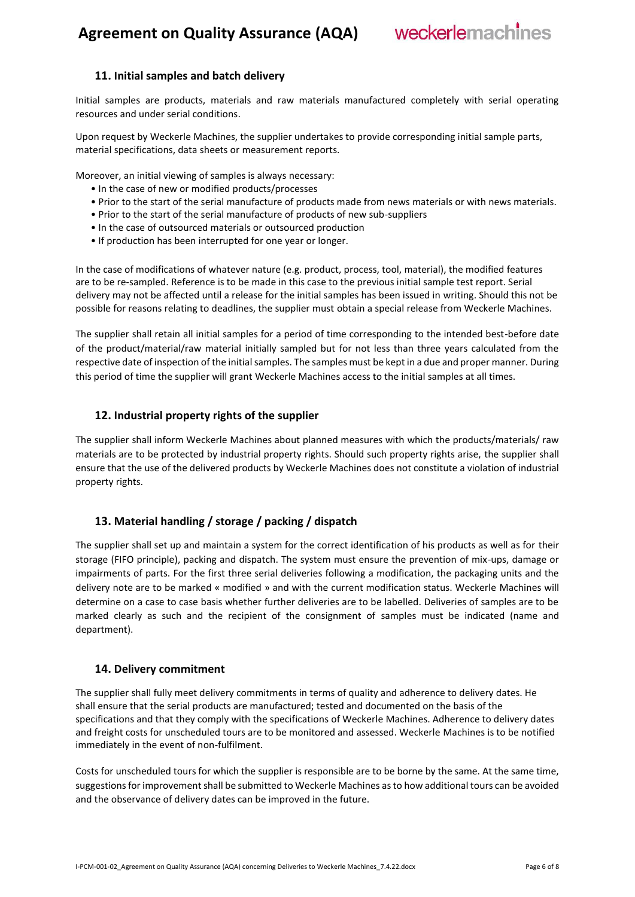## 11. Initial samples and batch delivery

Initial samples are products, materials and raw materials manufactured completely with serial operating resources and under serial conditions.

Upon request by Weckerle Machines, the supplier undertakes to provide corresponding initial sample parts, material specifications, data sheets or measurement reports.

Moreover, an initial viewing of samples is always necessary:

- In the case of new or modified products/processes
- Prior to the start of the serial manufacture of products made from news materials or with news materials.
- Prior to the start of the serial manufacture of products of new sub-suppliers
- In the case of outsourced materials or outsourced production
- If production has been interrupted for one year or longer.

In the case of modifications of whatever nature (e.g. product, process, tool, material), the modified features are to be re-sampled. Reference is to be made in this case to the previous initial sample test report. Serial delivery may not be affected until a release for the initial samples has been issued in writing. Should this not be possible for reasons relating to deadlines, the supplier must obtain a special release from Weckerle Machines.

The supplier shall retain all initial samples for a period of time corresponding to the intended best-before date of the product/material/raw material initially sampled but for not less than three years calculated from the respective date of inspection of the initial samples. The samples must be kept in a due and proper manner. During this period of time the supplier will grant Weckerle Machines access to the initial samples at all times.

## 12. Industrial property rights of the supplier

The supplier shall inform Weckerle Machines about planned measures with which the products/materials/ raw materials are to be protected by industrial property rights. Should such property rights arise, the supplier shall ensure that the use of the delivered products by Weckerle Machines does not constitute a violation of industrial property rights.

## 13. Material handling / storage / packing / dispatch

The supplier shall set up and maintain a system for the correct identification of his products as well as for their storage (FIFO principle), packing and dispatch. The system must ensure the prevention of mix-ups, damage or impairments of parts. For the first three serial deliveries following a modification, the packaging units and the delivery note are to be marked « modified » and with the current modification status. Weckerle Machines will determine on a case to case basis whether further deliveries are to be labelled. Deliveries of samples are to be marked clearly as such and the recipient of the consignment of samples must be indicated (name and department).

## 14. Delivery commitment

The supplier shall fully meet delivery commitments in terms of quality and adherence to delivery dates. He shall ensure that the serial products are manufactured; tested and documented on the basis of the specifications and that they comply with the specifications of Weckerle Machines. Adherence to delivery dates and freight costs for unscheduled tours are to be monitored and assessed. Weckerle Machines is to be notified immediately in the event of non-fulfilment.

Costs for unscheduled tours for which the supplier is responsible are to be borne by the same. At the same time, suggestions for improvement shall be submitted to Weckerle Machines as to how additional tours can be avoided and the observance of delivery dates can be improved in the future.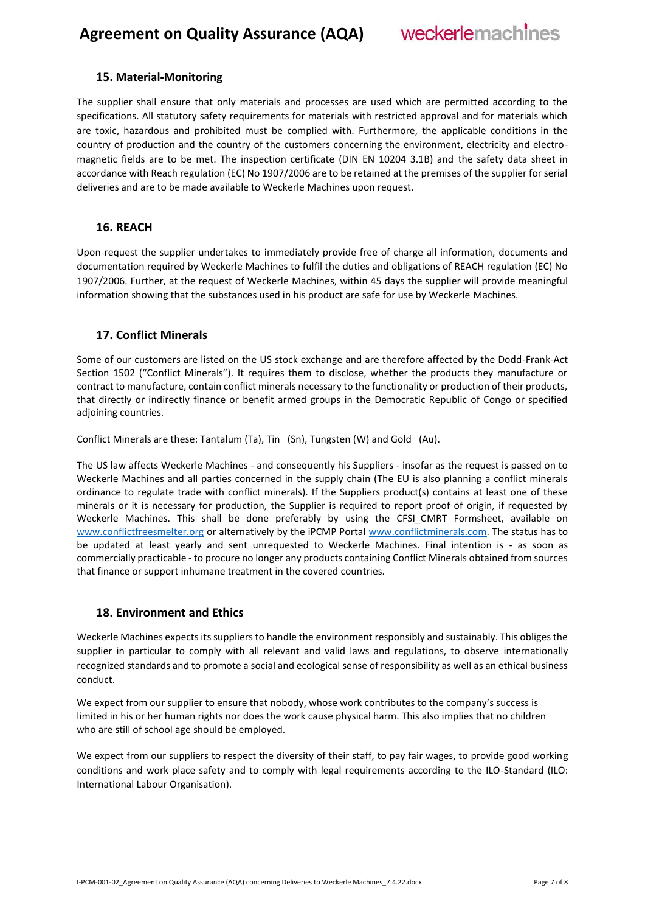## 15. Material-Monitoring

The supplier shall ensure that only materials and processes are used which are permitted according to the specifications. All statutory safety requirements for materials with restricted approval and for materials which are toxic, hazardous and prohibited must be complied with. Furthermore, the applicable conditions in the country of production and the country of the customers concerning the environment, electricity and electro-magnetic fields are to be met. The inspection certificate (DIN EN 10204 3.1B) and the safety data sheet in accordance with Reach regulation (EC) No 1907/2006 are to be retained at the premises of the supplier for serial deliveries and are to be made available to Weckerle Machines upon request.

## 16. REACH

Upon request the supplier undertakes to immediately provide free of charge all information, documents and documentation required by Weckerle Machines to fulfil the duties and obligations of REACH regulation (EC) No 1907/2006. Further, at the request of Weckerle Machines, within 45 days the supplier will provide meaningful information showing that the substances used in his product are safe for use by Weckerle Machines.

## 17. Conflict Minerals

Some of our customers are listed on the US stock exchange and are therefore affected by the Dodd-Frank-Act Section 1502 ("Conflict Minerals"). It requires them to disclose, whether the products they manufacture or contract to manufacture, contain conflict minerals necessary to the functionality or production of their products, that directly or indirectly finance or benefit armed groups in the Democratic Republic of Congo or specified adjoining countries.

Conflict Minerals are these: Tantalum (Ta), Tin (Sn), Tungsten (W) and Gold (Au).

The US law affects Weckerle Machines - and consequently his Suppliers - insofar as the request is passed on to Weckerle Machines and all parties concerned in the supply chain (The EU is also planning a conflict minerals ordinance to regulate trade with conflict minerals). If the Suppliers product(s) contains at least one of these minerals or it is necessary for production, the Supplier is required to report proof of origin, if requested by Weckerle Machines. This shall be done preferably by using the CFSI_CMRT Formsheet, available on www.conflictfreesmelter.org or alternatively by the iPCMP Portal www.conflictminerals.com. The status has to be updated at least yearly and sent unrequested to Weckerle Machines. Final intention is - as soon as commercially practicable - to procure no longer any products containing Conflict Minerals obtained from sources that finance or support inhumane treatment in the covered countries.

## 18. Environment and Ethics

Weckerle Machines expects its suppliers to handle the environment responsibly and sustainably. This obliges the supplier in particular to comply with all relevant and valid laws and regulations, to observe internationally recognized standards and to promote a social and ecological sense of responsibility as well as an ethical business conduct.

We expect from our supplier to ensure that nobody, whose work contributes to the company's success is limited in his or her human rights nor does the work cause physical harm. This also implies that no children who are still of school age should be employed.

We expect from our suppliers to respect the diversity of their staff, to pay fair wages, to provide good working conditions and work place safety and to comply with legal requirements according to the ILO-Standard (ILO: International Labour Organisation).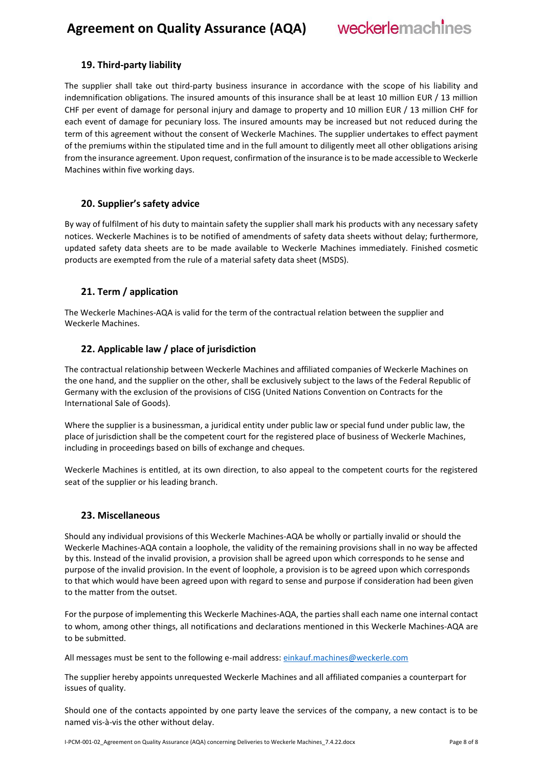## 19. Third-party liability

The supplier shall take out third-party business insurance in accordance with the scope of his liability and indemnification obligations. The insured amounts of this insurance shall be at least 10 million EUR / 13 million CHF per event of damage for personal injury and damage to property and 10 million EUR / 13 million CHF for each event of damage for pecuniary loss. The insured amounts may be increased but not reduced during the term of this agreement without the consent of Weckerle Machines. The supplier undertakes to effect payment of the premiums within the stipulated time and in the full amount to diligently meet all other obligations arising from the insurance agreement. Upon request, confirmation of the insurance is to be made accessible to Weckerle Machines within five working days.

## 20. Supplier's safety advice

By way of fulfilment of his duty to maintain safety the supplier shall mark his products with any necessary safety notices. Weckerle Machines is to be notified of amendments of safety data sheets without delay; furthermore, updated safety data sheets are to be made available to Weckerle Machines immediately. Finished cosmetic products are exempted from the rule of a material safety data sheet (MSDS).

## 21. Term / application

The Weckerle Machines-AQA is valid for the term of the contractual relation between the supplier and Weckerle Machines.

## 22. Applicable law / place of jurisdiction

The contractual relationship between Weckerle Machines and affiliated companies of Weckerle Machines on the one hand, and the supplier on the other, shall be exclusively subject to the laws of the Federal Republic of Germany with the exclusion of the provisions of CISG (United Nations Convention on Contracts for the International Sale of Goods).

Where the supplier is a businessman, a juridical entity under public law or special fund under public law, the place of jurisdiction shall be the competent court for the registered place of business of Weckerle Machines, including in proceedings based on bills of exchange and cheques.

Weckerle Machines is entitled, at its own direction, to also appeal to the competent courts for the registered seat of the supplier or his leading branch.

## 23. Miscellaneous

Should any individual provisions of this Weckerle Machines-AQA be wholly or partially invalid or should the Weckerle Machines-AQA contain a loophole, the validity of the remaining provisions shall in no way be affected by this. Instead of the invalid provision, a provision shall be agreed upon which corresponds to he sense and purpose of the invalid provision. In the event of loophole, a provision is to be agreed upon which corresponds to that which would have been agreed upon with regard to sense and purpose if consideration had been given to the matter from the outset.

For the purpose of implementing this Weckerle Machines-AQA, the parties shall each name one internal contact to whom, among other things, all notifications and declarations mentioned in this Weckerle Machines-AQA are to be submitted.

All messages must be sent to the following e-mail address: einkauf.machines@weckerle.com

The supplier hereby appoints unrequested Weckerle Machines and all affiliated companies a counterpart for issues of quality.

Should one of the contacts appointed by one party leave the services of the company, a new contact is to be named vis-à-vis the other without delay.